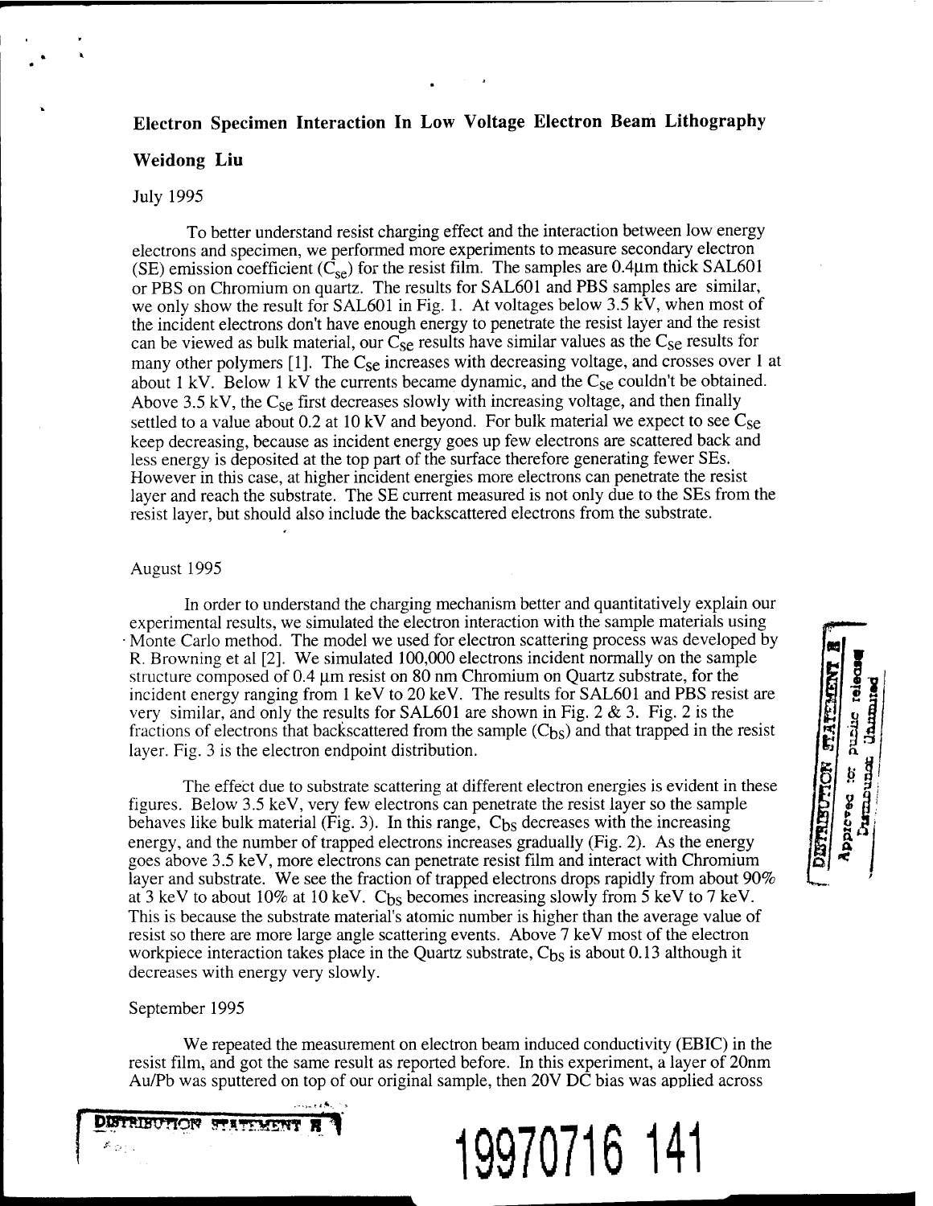## Electron Specimen Interaction In Low Voltage Electron Beam Lithography

**Weidong Liu**

July 1995

To better understand resist charging effect and the interaction between low energy electrons and specimen, we performed more experiments to measure secondary electron (SE) emission coefficient ($C_{se}$) for the resist film. The samples are 0.4μm thick SAL601 or PBS on Chromium on quartz. The results for SAL601 and PBS samples are similar, we only show the result for SAL601 in Fig. 1. At voltages below 3.5 kV, when most of the incident electrons don't have enough energy to penetrate the resist layer and the resist can be viewed as bulk material, our $C_{se}$ results have similar values as the $C_{se}$ results for many other polymers [1]. The $C_{se}$ increases with decreasing voltage, and crosses over 1 at about 1 kV. Below 1 kV the currents became dynamic, and the $C_{se}$ couldn't be obtained. Above 3.5 kV, the $C_{se}$ first decreases slowly with increasing voltage, and then finally settled to a value about 0.2 at 10 kV and beyond. For bulk material we expect to see $C_{se}$ keep decreasing, because as incident energy goes up few electrons are scattered back and less energy is deposited at the top part of the surface therefore generating fewer SEs. However in this case, at higher incident energies more electrons can penetrate the resist layer and reach the substrate. The SE current measured is not only due to the SEs from the resist layer, but should also include the backscattered electrons from the substrate.

August 1995

In order to understand the charging mechanism better and quantitatively explain our experimental results, we simulated the electron interaction with the sample materials using Monte Carlo method. The model we used for electron scattering process was developed by R. Browning et al [2]. We simulated 100,000 electrons incident normally on the sample structure composed of 0.4 μm resist on 80 nm Chromium on Quartz substrate, for the incident energy ranging from 1 keV to 20 keV. The results for SAL601 and PBS resist are very similar, and only the results for SAL601 are shown in Fig. 2 & 3. Fig. 2 is the fractions of electrons that backscattered from the sample ($C_{bs}$) and that trapped in the resist layer. Fig. 3 is the electron endpoint distribution.

The effect due to substrate scattering at different electron energies is evident in these figures. Below 3.5 keV, very few electrons can penetrate the resist layer so the sample behaves like bulk material (Fig. 3). In this range, $C_{bs}$ decreases with the increasing energy, and the number of trapped electrons increases gradually (Fig. 2). As the energy goes above 3.5 keV, more electrons can penetrate resist film and interact with Chromium layer and substrate. We see the fraction of trapped electrons drops rapidly from about 90% at 3 keV to about 10% at 10 keV. $C_{bs}$ becomes increasing slowly from 5 keV to 7 keV. This is because the substrate material's atomic number is higher than the average value of resist so there are more large angle scattering events. Above 7 keV most of the electron workpiece interaction takes place in the Quartz substrate, $C_{bs}$ is about 0.13 although it decreases with energy very slowly.

September 1995

We repeated the measurement on electron beam induced conductivity (EBIC) in the resist film, and got the same result as reported before. In this experiment, a layer of 20nm Au/Pb was sputtered on top of our original sample, then 20V DC bias was applied across

DISTRIBUTION STATEMENT A

Approved for public release; Distribution Unlimited

19970716 141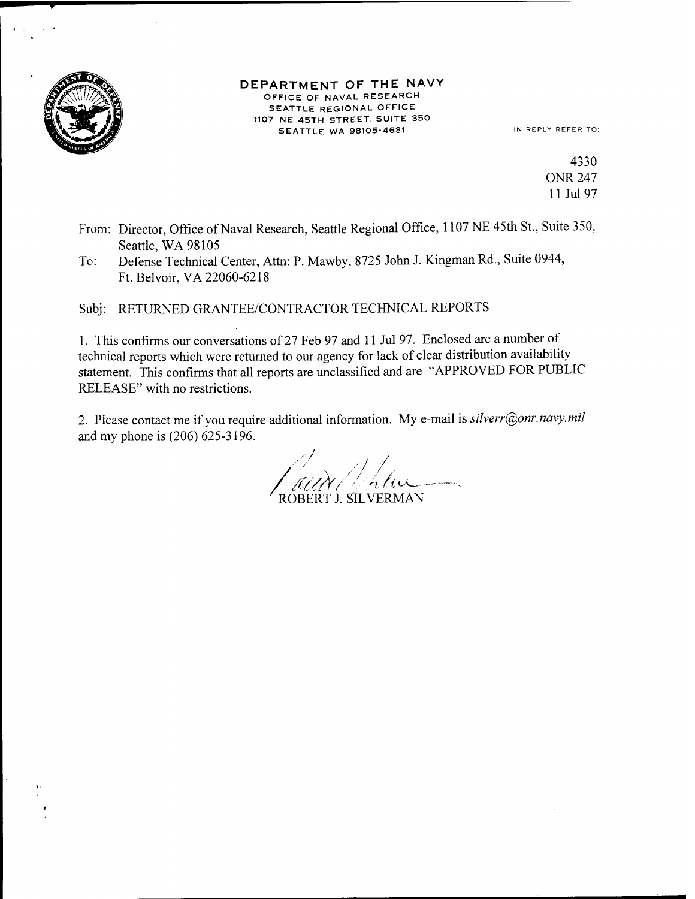**DEPARTMENT OF THE NAVY**
OFFICE OF NAVAL RESEARCH
SEATTLE REGIONAL OFFICE
1107 NE 45TH STREET, SUITE 350
SEATTLE WA 98105-4631

IN REPLY REFER TO:

4330
ONR 247
11 Jul 97

From: Director, Office of Naval Research, Seattle Regional Office, 1107 NE 45th St., Suite 350, Seattle, WA 98105

To: Defense Technical Center, Attn: P. Mawby, 8725 John J. Kingman Rd., Suite 0944, Ft. Belvoir, VA 22060-6218

Subj: RETURNED GRANTEE/CONTRACTOR TECHNICAL REPORTS

1. This confirms our conversations of 27 Feb 97 and 11 Jul 97. Enclosed are a number of technical reports which were returned to our agency for lack of clear distribution availability statement. This confirms that all reports are unclassified and are "APPROVED FOR PUBLIC RELEASE" with no restrictions.

2. Please contact me if you require additional information. My e-mail is *silverr@onr.navy.mil* and my phone is (206) 625-3196.

ROBERT J. SILVERMAN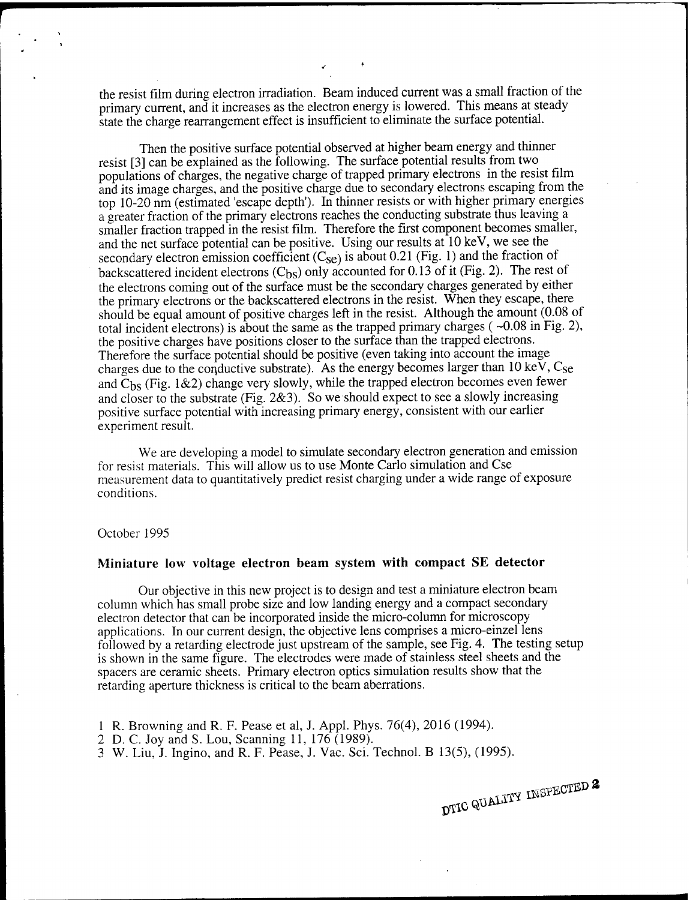the resist film during electron irradiation. Beam induced current was a small fraction of the primary current, and it increases as the electron energy is lowered. This means at steady state the charge rearrangement effect is insufficient to eliminate the surface potential.

Then the positive surface potential observed at higher beam energy and thinner resist [3] can be explained as the following. The surface potential results from two populations of charges, the negative charge of trapped primary electrons in the resist film and its image charges, and the positive charge due to secondary electrons escaping from the top 10-20 nm (estimated 'escape depth'). In thinner resists or with higher primary energies a greater fraction of the primary electrons reaches the conducting substrate thus leaving a smaller fraction trapped in the resist film. Therefore the first component becomes smaller, and the net surface potential can be positive. Using our results at 10 keV, we see the secondary electron emission coefficient ($C_{se}$) is about 0.21 (Fig. 1) and the fraction of backscattered incident electrons ($C_{bs}$) only accounted for 0.13 of it (Fig. 2). The rest of the electrons coming out of the surface must be the secondary charges generated by either the primary electrons or the backscattered electrons in the resist. When they escape, there should be equal amount of positive charges left in the resist. Although the amount (0.08 of total incident electrons) is about the same as the trapped primary charges ( ~0.08 in Fig. 2), the positive charges have positions closer to the surface than the trapped electrons. Therefore the surface potential should be positive (even taking into account the image charges due to the conductive substrate). As the energy becomes larger than 10 keV, $C_{se}$ and $C_{bs}$ (Fig. 1&2) change very slowly, while the trapped electron becomes even fewer and closer to the substrate (Fig. 2&3). So we should expect to see a slowly increasing positive surface potential with increasing primary energy, consistent with our earlier experiment result.

We are developing a model to simulate secondary electron generation and emission for resist materials. This will allow us to use Monte Carlo simulation and Cse measurement data to quantitatively predict resist charging under a wide range of exposure conditions.

October 1995

### Miniature low voltage electron beam system with compact SE detector

Our objective in this new project is to design and test a miniature electron beam column which has small probe size and low landing energy and a compact secondary electron detector that can be incorporated inside the micro-column for microscopy applications. In our current design, the objective lens comprises a micro-einzel lens followed by a retarding electrode just upstream of the sample, see Fig. 4. The testing setup is shown in the same figure. The electrodes were made of stainless steel sheets and the spacers are ceramic sheets. Primary electron optics simulation results show that the retarding aperture thickness is critical to the beam aberrations.

1 R. Browning and R. F. Pease et al, J. Appl. Phys. 76(4), 2016 (1994).
2 D. C. Joy and S. Lou, Scanning 11, 176 (1989).
3 W. Liu, J. Ingino, and R. F. Pease, J. Vac. Sci. Technol. B 13(5), (1995).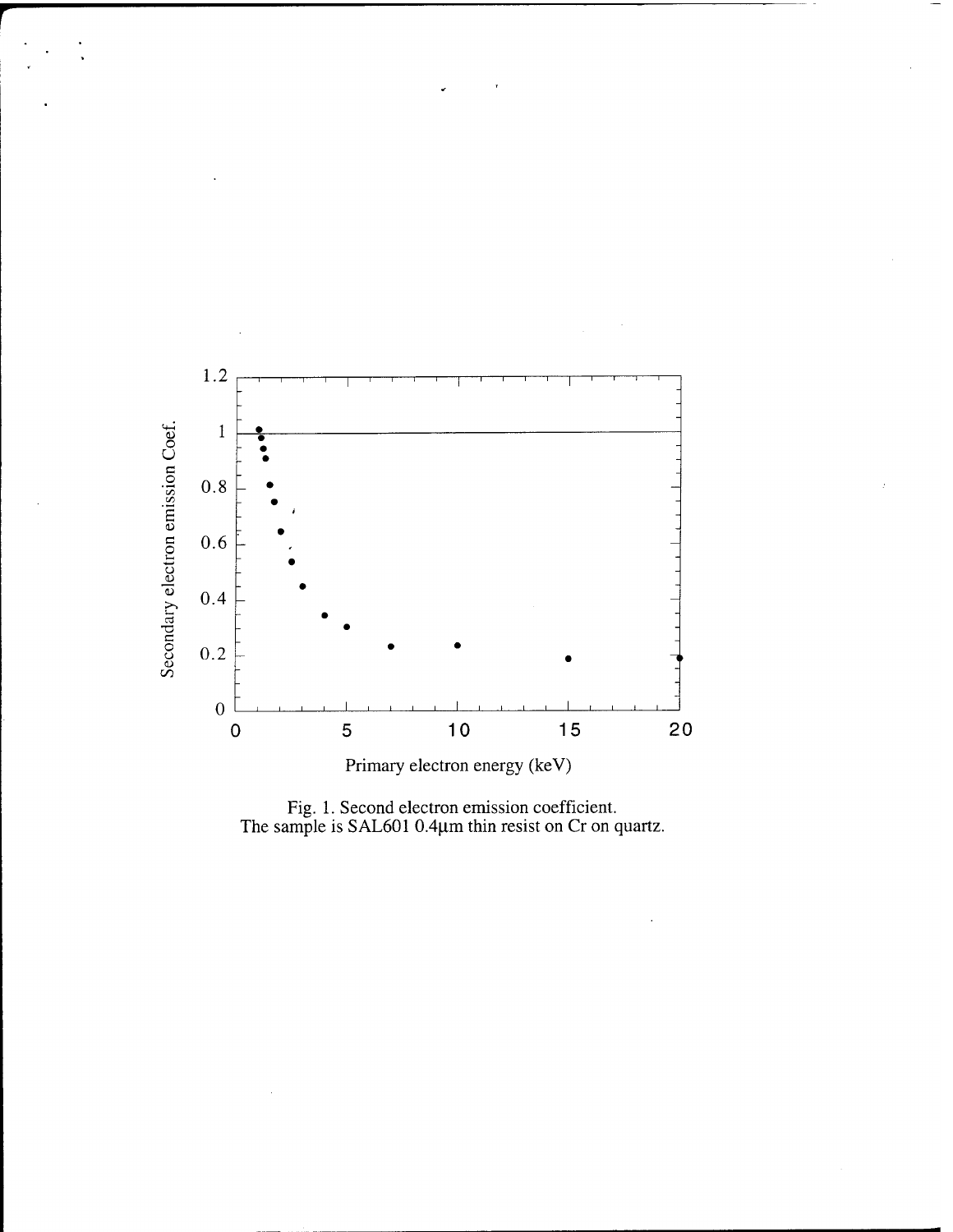Fig. 1. Second electron emission coefficient.
The sample is SAL601 0.4μm thin resist on Cr on quartz.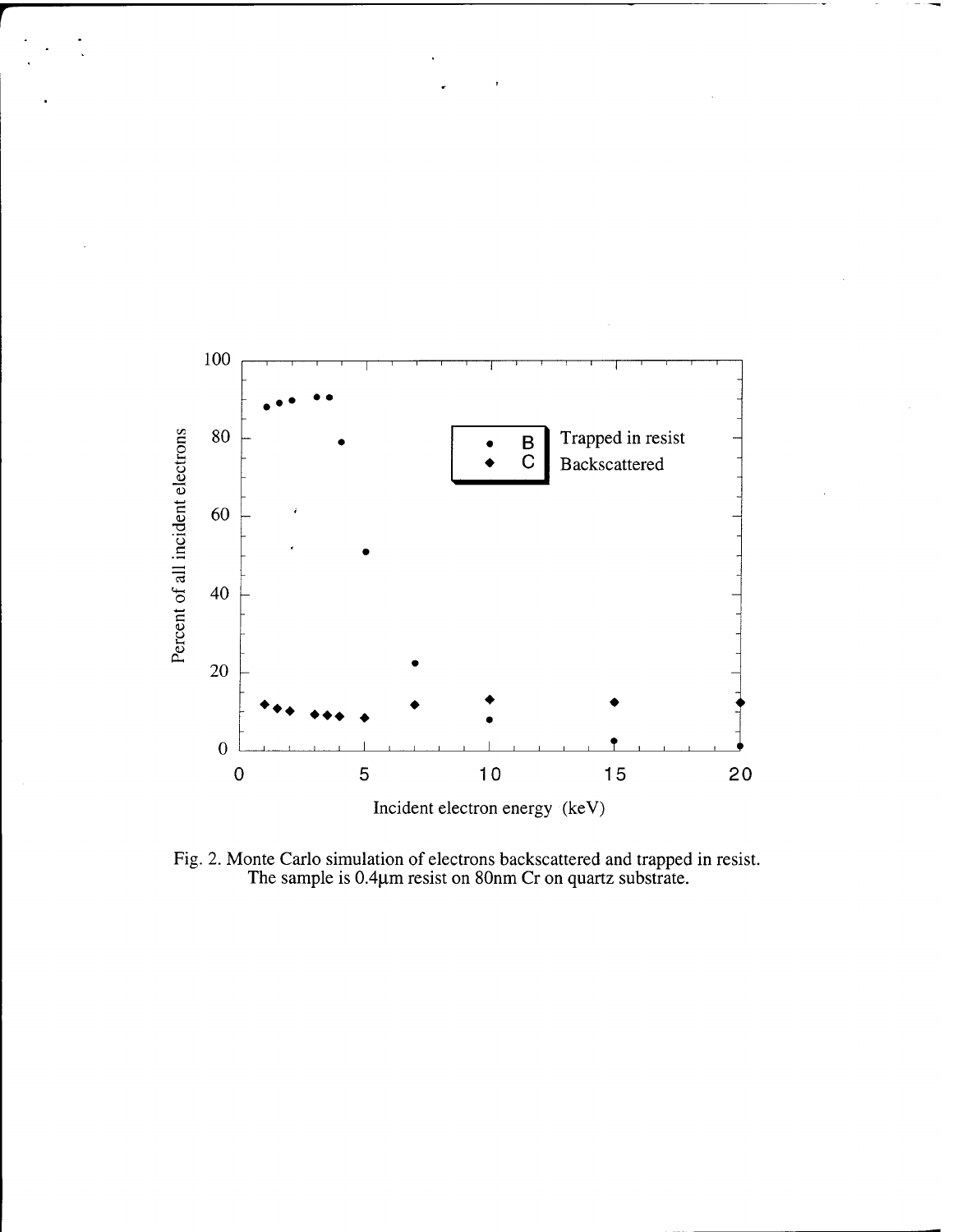Fig. 2. Monte Carlo simulation of electrons backscattered and trapped in resist. The sample is 0.4μm resist on 80nm Cr on quartz substrate.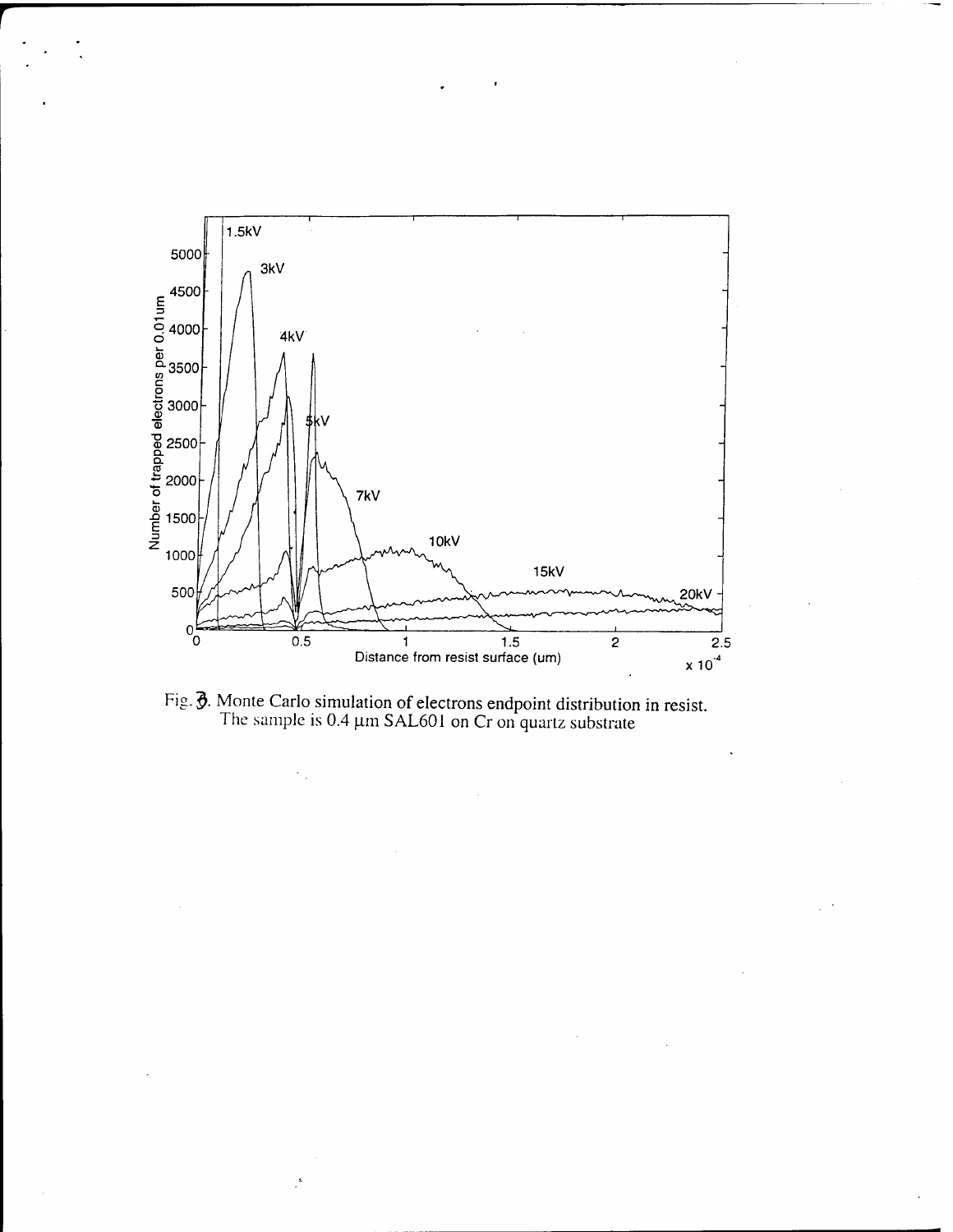Fig. 3. Monte Carlo simulation of electrons endpoint distribution in resist. The sample is 0.4 μm SAL601 on Cr on quartz substrate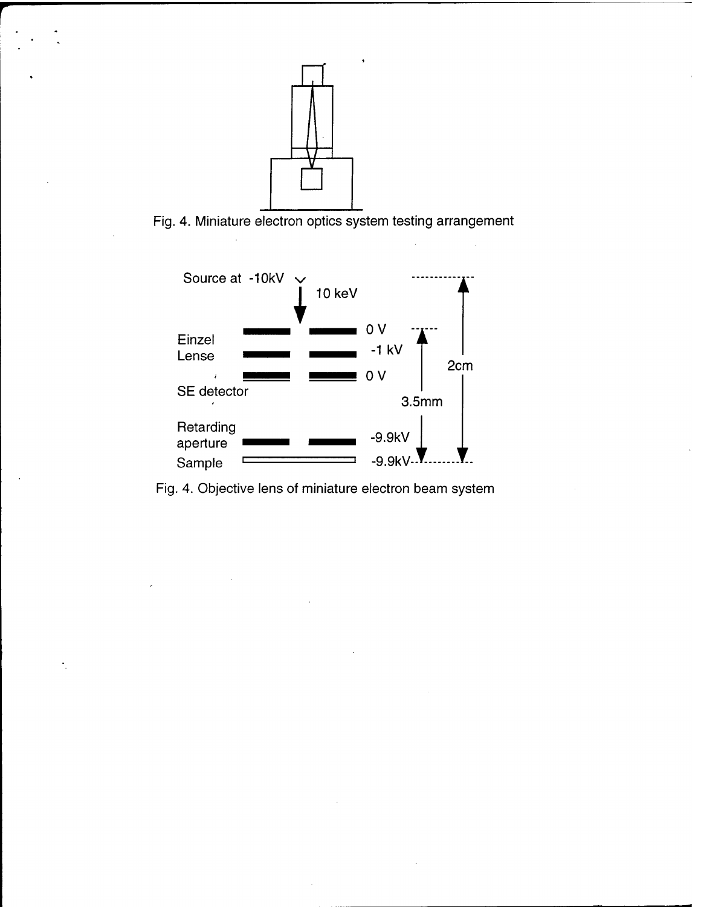Fig. 4. Miniature electron optics system testing arrangement

Fig. 4. Objective lens of miniature electron beam system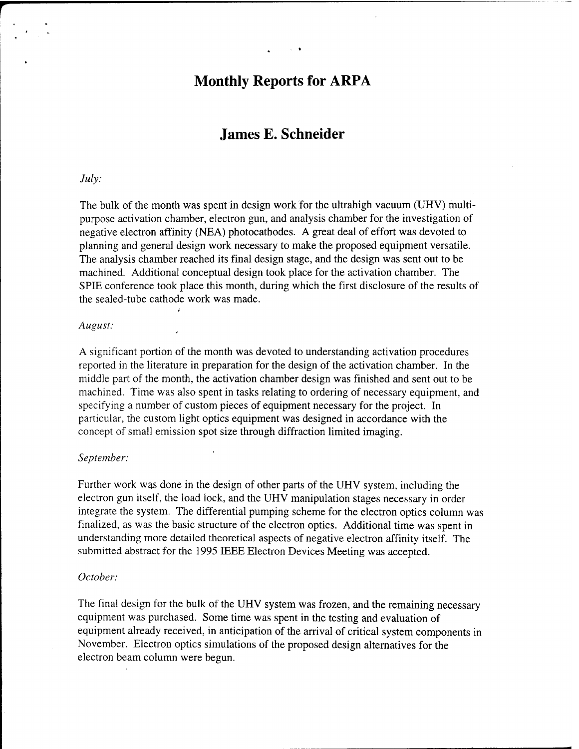# Monthly Reports for ARPA

# James E. Schneider

*July:*

The bulk of the month was spent in design work for the ultrahigh vacuum (UHV) multi-purpose activation chamber, electron gun, and analysis chamber for the investigation of negative electron affinity (NEA) photocathodes. A great deal of effort was devoted to planning and general design work necessary to make the proposed equipment versatile. The analysis chamber reached its final design stage, and the design was sent out to be machined. Additional conceptual design took place for the activation chamber. The SPIE conference took place this month, during which the first disclosure of the results of the sealed-tube cathode work was made.

*August:*

A significant portion of the month was devoted to understanding activation procedures reported in the literature in preparation for the design of the activation chamber. In the middle part of the month, the activation chamber design was finished and sent out to be machined. Time was also spent in tasks relating to ordering of necessary equipment, and specifying a number of custom pieces of equipment necessary for the project. In particular, the custom light optics equipment was designed in accordance with the concept of small emission spot size through diffraction limited imaging.

*September:*

Further work was done in the design of other parts of the UHV system, including the electron gun itself, the load lock, and the UHV manipulation stages necessary in order integrate the system. The differential pumping scheme for the electron optics column was finalized, as was the basic structure of the electron optics. Additional time was spent in understanding more detailed theoretical aspects of negative electron affinity itself. The submitted abstract for the 1995 IEEE Electron Devices Meeting was accepted.

*October:*

The final design for the bulk of the UHV system was frozen, and the remaining necessary equipment was purchased. Some time was spent in the testing and evaluation of equipment already received, in anticipation of the arrival of critical system components in November. Electron optics simulations of the proposed design alternatives for the electron beam column were begun.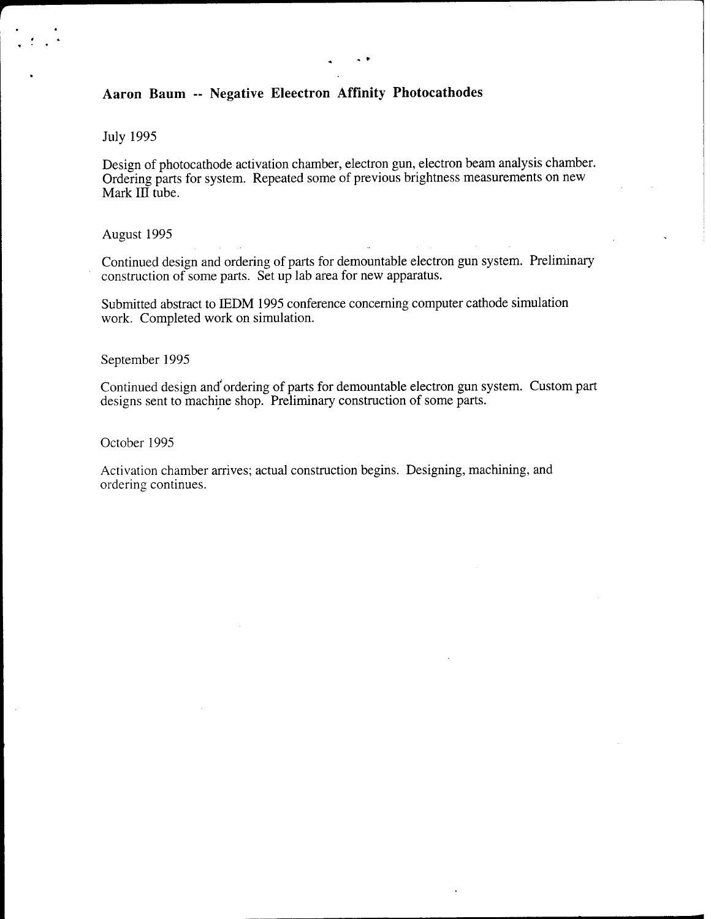## Aaron Baum -- Negative Eleectron Affinity Photocathodes

July 1995

Design of photocathode activation chamber, electron gun, electron beam analysis chamber. Ordering parts for system. Repeated some of previous brightness measurements on new Mark III tube.

August 1995

Continued design and ordering of parts for demountable electron gun system. Preliminary construction of some parts. Set up lab area for new apparatus.

Submitted abstract to IEDM 1995 conference concerning computer cathode simulation work. Completed work on simulation.

September 1995

Continued design and ordering of parts for demountable electron gun system. Custom part designs sent to machine shop. Preliminary construction of some parts.

October 1995

Activation chamber arrives; actual construction begins. Designing, machining, and ordering continues.